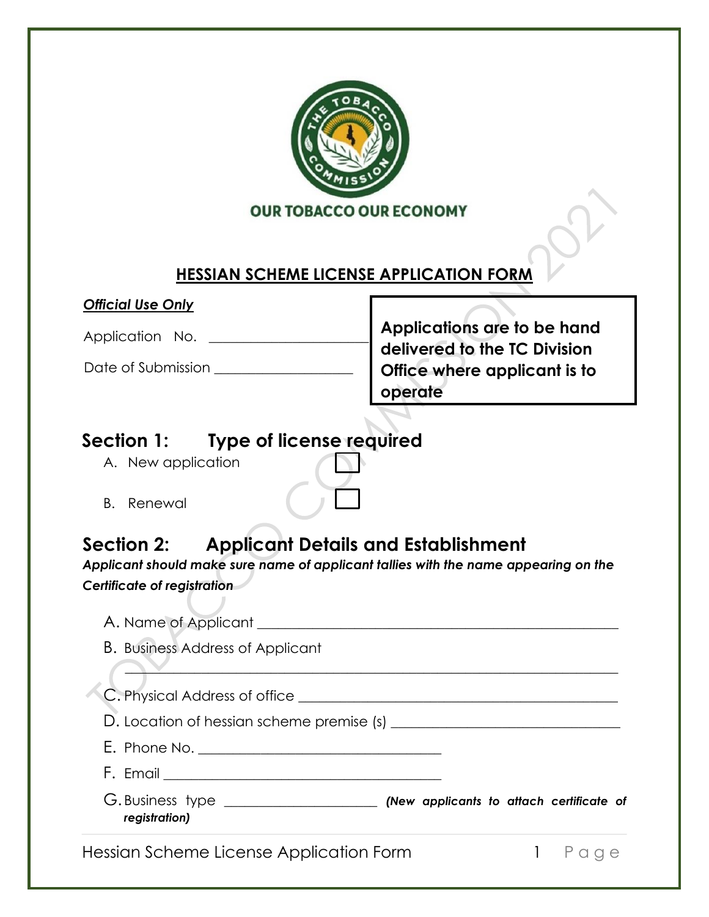OUR TOBACCO OUR ECONOMY

# HESSIAN SCHEME LICENSE APPLICATION FORM

***Official Use Only***

Application No. ____________________

Date of Submission ____________________

**Applications are to be hand delivered to the TC Division Office where applicant is to operate**

## Section 1: Type of license required

A. New application ☐

B. Renewal ☐

## Section 2: Applicant Details and Establishment

***Applicant should make sure name of applicant tallies with the name appearing on the Certificate of registration***

A. Name of Applicant ____________________________________________

B. Business Address of Applicant

____________________________________________

C. Physical Address of office ____________________________________________

D. Location of hessian scheme premise (s) ____________________________________________

E. Phone No. ____________________________________________

F. Email ____________________________________________

G. Business type ____________________ ***(New applicants to attach certificate of registration)***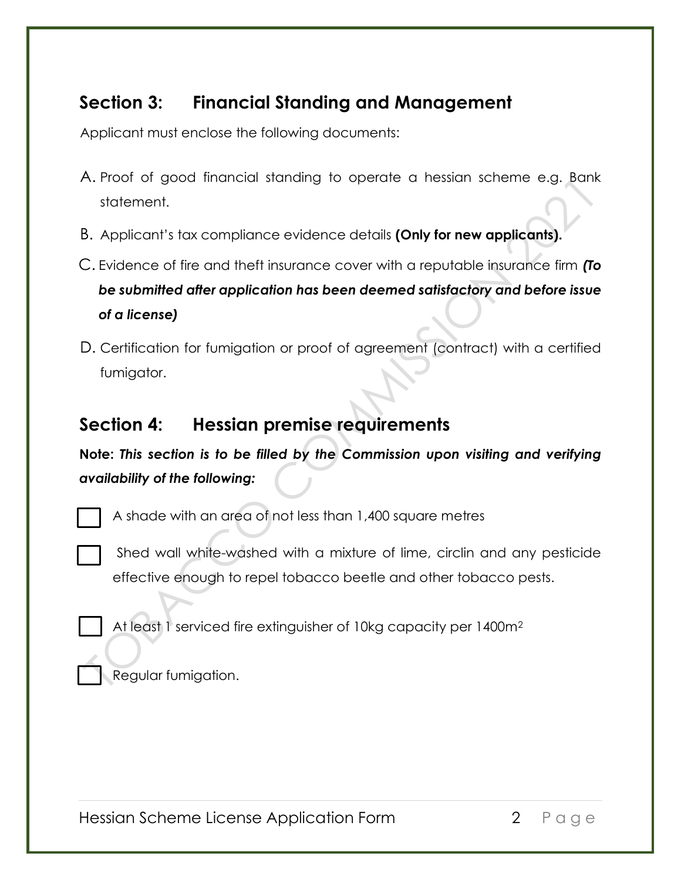## Section 3: Financial Standing and Management

Applicant must enclose the following documents:

A. Proof of good financial standing to operate a hessian scheme e.g. Bank statement.

B. Applicant's tax compliance evidence details **(Only for new applicants).**

C. Evidence of fire and theft insurance cover with a reputable insurance firm ***(To be submitted after application has been deemed satisfactory and before issue of a license)***

D. Certification for fumigation or proof of agreement (contract) with a certified fumigator.

## Section 4: Hessian premise requirements

**Note:** ***This section is to be filled by the Commission upon visiting and verifying availability of the following:***

- [ ] A shade with an area of not less than 1,400 square metres
- [ ] Shed wall white-washed with a mixture of lime, circlin and any pesticide effective enough to repel tobacco beetle and other tobacco pests.
- [ ] At least 1 serviced fire extinguisher of 10kg capacity per 1400$m^2$
- [ ] Regular fumigation.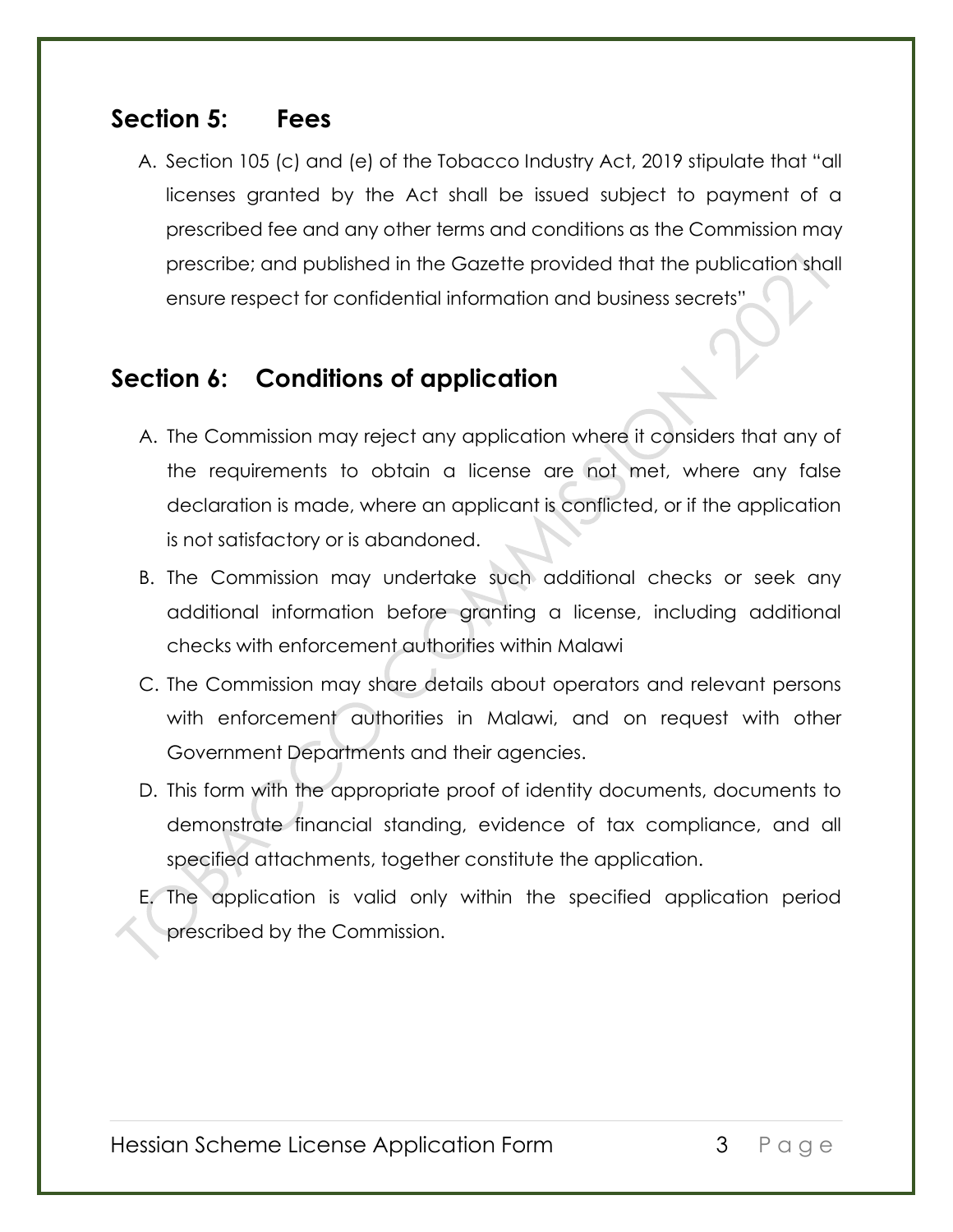## Section 5: Fees

A. Section 105 (c) and (e) of the Tobacco Industry Act, 2019 stipulate that "all licenses granted by the Act shall be issued subject to payment of a prescribed fee and any other terms and conditions as the Commission may prescribe; and published in the Gazette provided that the publication shall ensure respect for confidential information and business secrets"

## Section 6: Conditions of application

A. The Commission may reject any application where it considers that any of the requirements to obtain a license are not met, where any false declaration is made, where an applicant is conflicted, or if the application is not satisfactory or is abandoned.

B. The Commission may undertake such additional checks or seek any additional information before granting a license, including additional checks with enforcement authorities within Malawi

C. The Commission may share details about operators and relevant persons with enforcement authorities in Malawi, and on request with other Government Departments and their agencies.

D. This form with the appropriate proof of identity documents, documents to demonstrate financial standing, evidence of tax compliance, and all specified attachments, together constitute the application.

E. The application is valid only within the specified application period prescribed by the Commission.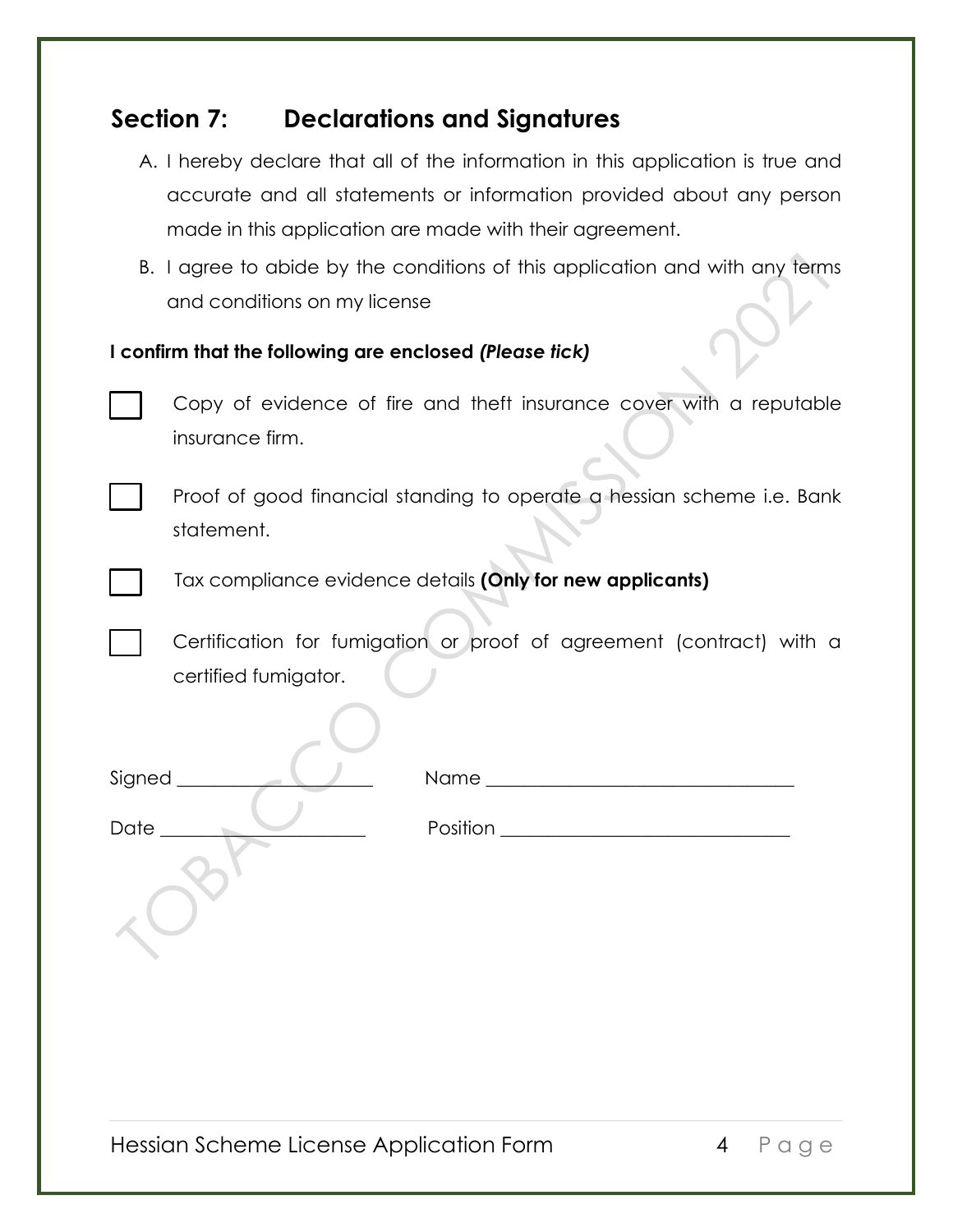## Section 7: Declarations and Signatures

A. I hereby declare that all of the information in this application is true and accurate and all statements or information provided about any person made in this application are made with their agreement.

B. I agree to abide by the conditions of this application and with any terms and conditions on my license

**I confirm that the following are enclosed *(Please tick)***

- [ ] Copy of evidence of fire and theft insurance cover with a reputable insurance firm.
- [ ] Proof of good financial standing to operate a hessian scheme i.e. Bank statement.
- [ ] Tax compliance evidence details **(Only for new applicants)**
- [ ] Certification for fumigation or proof of agreement (contract) with a certified fumigator.

Signed ____________________ Name ________________________________

Date ______________________ Position ______________________________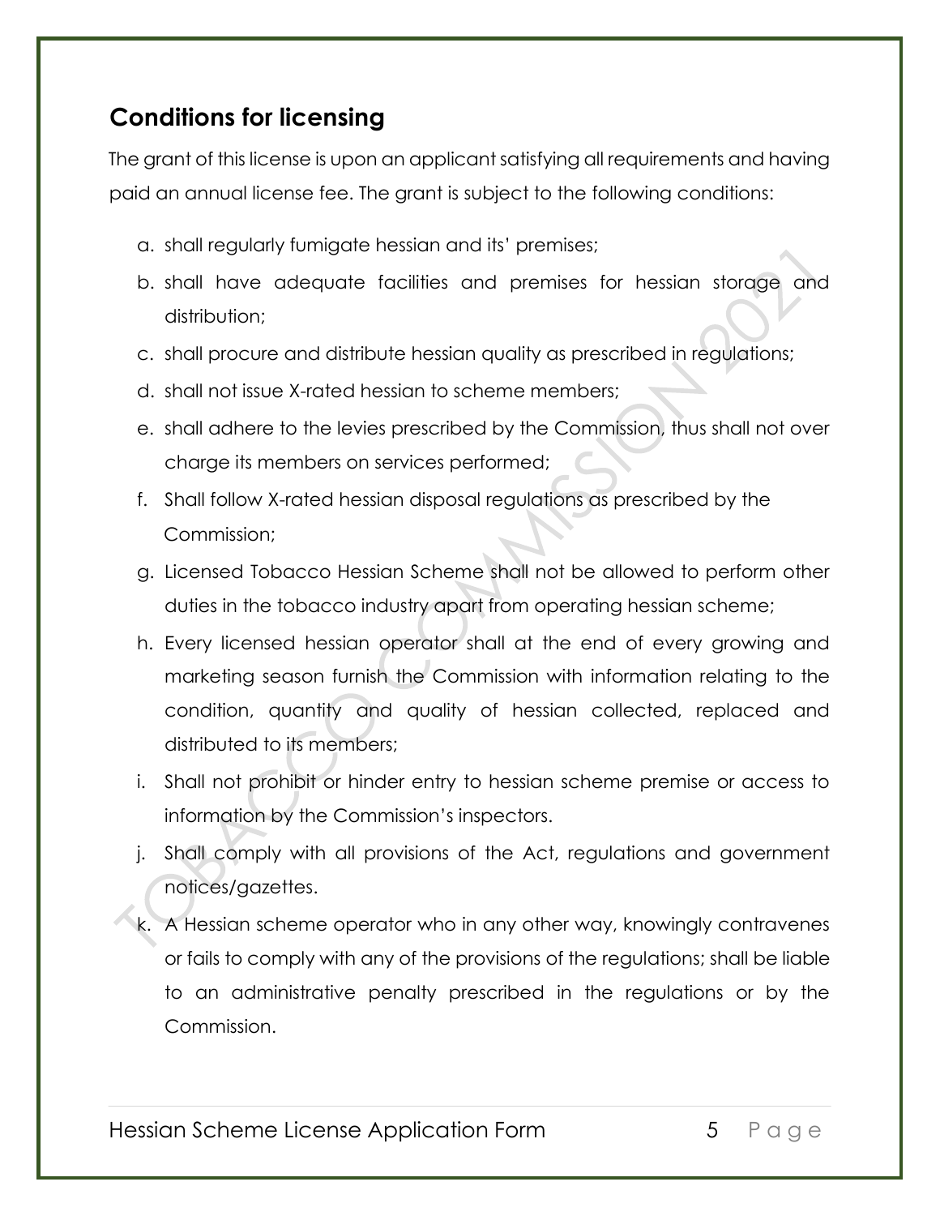## Conditions for licensing

The grant of this license is upon an applicant satisfying all requirements and having paid an annual license fee. The grant is subject to the following conditions:

a. shall regularly fumigate hessian and its' premises;

b. shall have adequate facilities and premises for hessian storage and distribution;

c. shall procure and distribute hessian quality as prescribed in regulations;

d. shall not issue X-rated hessian to scheme members;

e. shall adhere to the levies prescribed by the Commission, thus shall not over charge its members on services performed;

f. Shall follow X-rated hessian disposal regulations as prescribed by the Commission;

g. Licensed Tobacco Hessian Scheme shall not be allowed to perform other duties in the tobacco industry apart from operating hessian scheme;

h. Every licensed hessian operator shall at the end of every growing and marketing season furnish the Commission with information relating to the condition, quantity and quality of hessian collected, replaced and distributed to its members;

i. Shall not prohibit or hinder entry to hessian scheme premise or access to information by the Commission's inspectors.

j. Shall comply with all provisions of the Act, regulations and government notices/gazettes.

k. A Hessian scheme operator who in any other way, knowingly contravenes or fails to comply with any of the provisions of the regulations; shall be liable to an administrative penalty prescribed in the regulations or by the Commission.